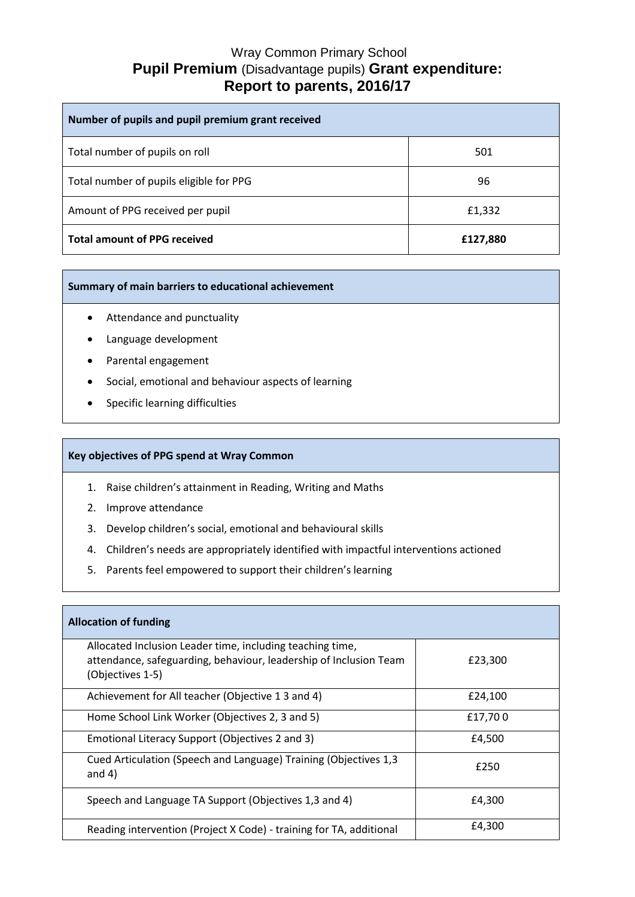Wray Common Primary School

# Pupil Premium (Disadvantage pupils) Grant expenditure: Report to parents, 2016/17

| Number of pupils and pupil premium grant received | |
|---|---|
| Total number of pupils on roll | 501 |
| Total number of pupils eligible for PPG | 96 |
| Amount of PPG received per pupil | £1,332 |
| **Total amount of PPG received** | **£127,880** |

**Summary of main barriers to educational achievement**

- Attendance and punctuality
- Language development
- Parental engagement
- Social, emotional and behaviour aspects of learning
- Specific learning difficulties

**Key objectives of PPG spend at Wray Common**

1. Raise children's attainment in Reading, Writing and Maths
2. Improve attendance
3. Develop children's social, emotional and behavioural skills
4. Children's needs are appropriately identified with impactful interventions actioned
5. Parents feel empowered to support their children's learning

| Allocation of funding | |
|---|---|
| Allocated Inclusion Leader time, including teaching time, attendance, safeguarding, behaviour, leadership of Inclusion Team (Objectives 1-5) | £23,300 |
| Achievement for All teacher (Objective 1 3 and 4) | £24,100 |
| Home School Link Worker (Objectives 2, 3 and 5) | £17,70 0 |
| Emotional Literacy Support (Objectives 2 and 3) | £4,500 |
| Cued Articulation (Speech and Language) Training (Objectives 1,3 and 4) | £250 |
| Speech and Language TA Support (Objectives 1,3 and 4) | £4,300 |
| Reading intervention (Project X Code) - training for TA, additional | £4,300 |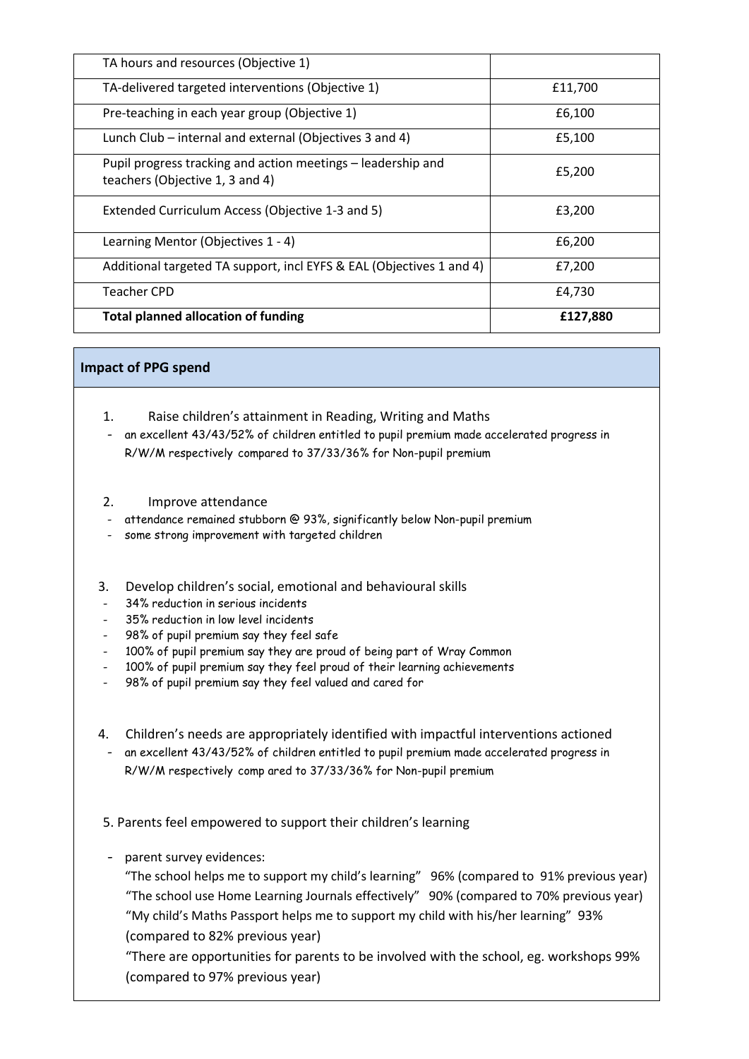| | |
|---|---|
| TA hours and resources (Objective 1) | |
| TA-delivered targeted interventions (Objective 1) | £11,700 |
| Pre-teaching in each year group (Objective 1) | £6,100 |
| Lunch Club – internal and external (Objectives 3 and 4) | £5,100 |
| Pupil progress tracking and action meetings – leadership and teachers (Objective 1, 3 and 4) | £5,200 |
| Extended Curriculum Access (Objective 1-3 and 5) | £3,200 |
| Learning Mentor (Objectives 1 - 4) | £6,200 |
| Additional targeted TA support, incl EYFS & EAL (Objectives 1 and 4) | £7,200 |
| Teacher CPD | £4,730 |
| **Total planned allocation of funding** | **£127,880** |

## Impact of PPG spend

1. Raise children's attainment in Reading, Writing and Maths
   - an excellent 43/43/52% of children entitled to pupil premium made accelerated progress in R/W/M respectively compared to 37/33/36% for Non-pupil premium

2. Improve attendance
   - attendance remained stubborn @ 93%, significantly below Non-pupil premium
   - some strong improvement with targeted children

3. Develop children's social, emotional and behavioural skills
   - 34% reduction in serious incidents
   - 35% reduction in low level incidents
   - 98% of pupil premium say they feel safe
   - 100% of pupil premium say they are proud of being part of Wray Common
   - 100% of pupil premium say they feel proud of their learning achievements
   - 98% of pupil premium say they feel valued and cared for

4. Children's needs are appropriately identified with impactful interventions actioned
   - an excellent 43/43/52% of children entitled to pupil premium made accelerated progress in R/W/M respectively comp ared to 37/33/36% for Non-pupil premium

5. Parents feel empowered to support their children's learning
   - parent survey evidences:
     "The school helps me to support my child's learning" 96% (compared to 91% previous year)
     "The school use Home Learning Journals effectively" 90% (compared to 70% previous year)
     "My child's Maths Passport helps me to support my child with his/her learning" 93% (compared to 82% previous year)
     "There are opportunities for parents to be involved with the school, eg. workshops 99% (compared to 97% previous year)